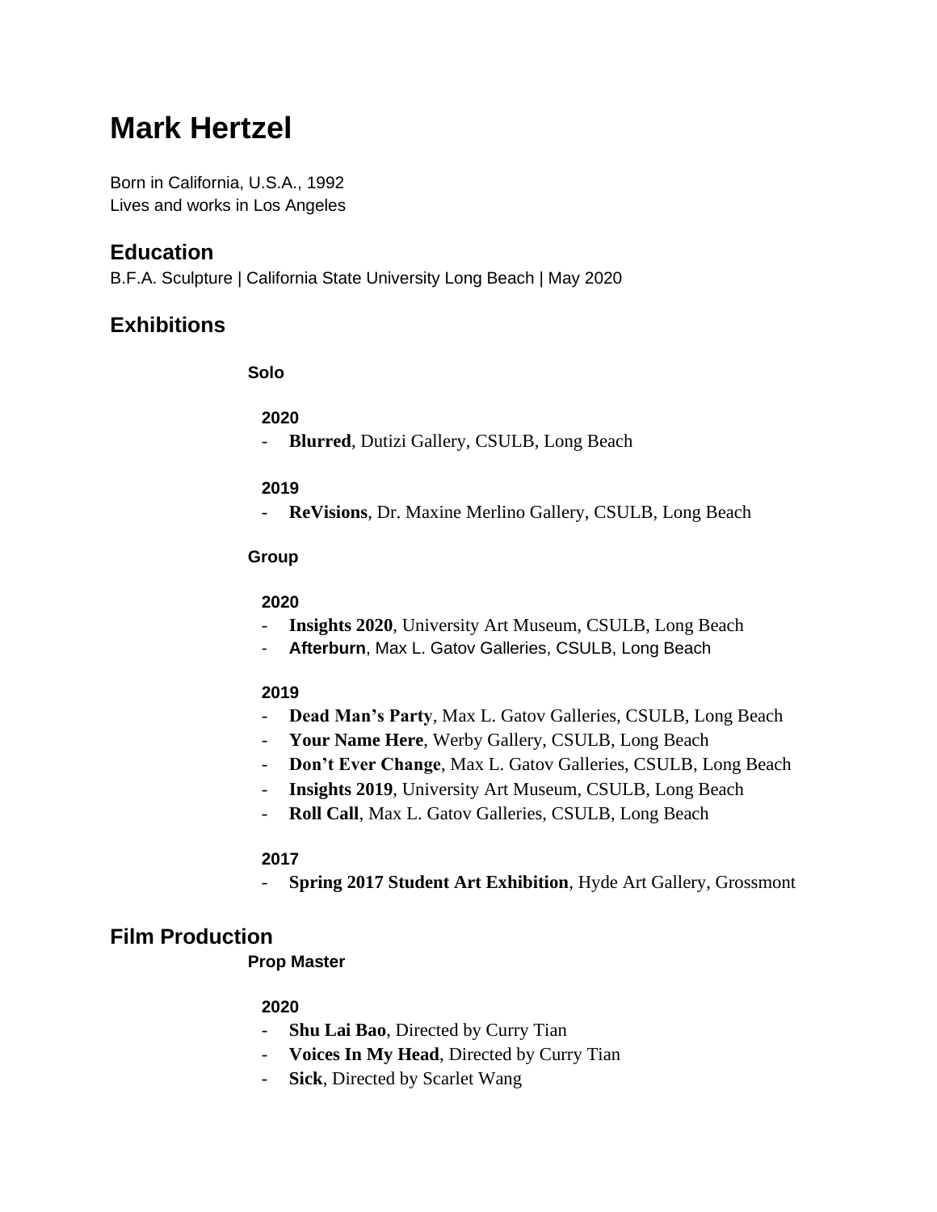# Mark Hertzel

Born in California, U.S.A., 1992
Lives and works in Los Angeles

## Education

B.F.A. Sculpture | California State University Long Beach | May 2020

## Exhibitions

### Solo

#### 2020

- **Blurred**, Dutizi Gallery, CSULB, Long Beach

#### 2019

- **ReVisions**, Dr. Maxine Merlino Gallery, CSULB, Long Beach

### Group

#### 2020

- **Insights 2020**, University Art Museum, CSULB, Long Beach
- **Afterburn**, Max L. Gatov Galleries, CSULB, Long Beach

#### 2019

- **Dead Man's Party**, Max L. Gatov Galleries, CSULB, Long Beach
- **Your Name Here**, Werby Gallery, CSULB, Long Beach
- **Don't Ever Change**, Max L. Gatov Galleries, CSULB, Long Beach
- **Insights 2019**, University Art Museum, CSULB, Long Beach
- **Roll Call**, Max L. Gatov Galleries, CSULB, Long Beach

#### 2017

- **Spring 2017 Student Art Exhibition**, Hyde Art Gallery, Grossmont

## Film Production

### Prop Master

#### 2020

- **Shu Lai Bao**, Directed by Curry Tian
- **Voices In My Head**, Directed by Curry Tian
- **Sick**, Directed by Scarlet Wang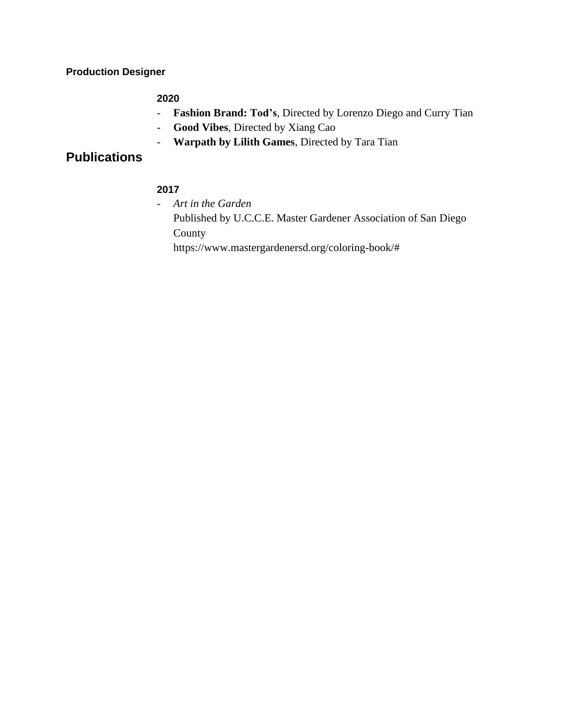**Production Designer**

**2020**

- **Fashion Brand: Tod's**, Directed by Lorenzo Diego and Curry Tian
- **Good Vibes**, Directed by Xiang Cao
- **Warpath by Lilith Games**, Directed by Tara Tian

## Publications

**2017**

- *Art in the Garden*
  Published by U.C.C.E. Master Gardener Association of San Diego County
  https://www.mastergardenersd.org/coloring-book/#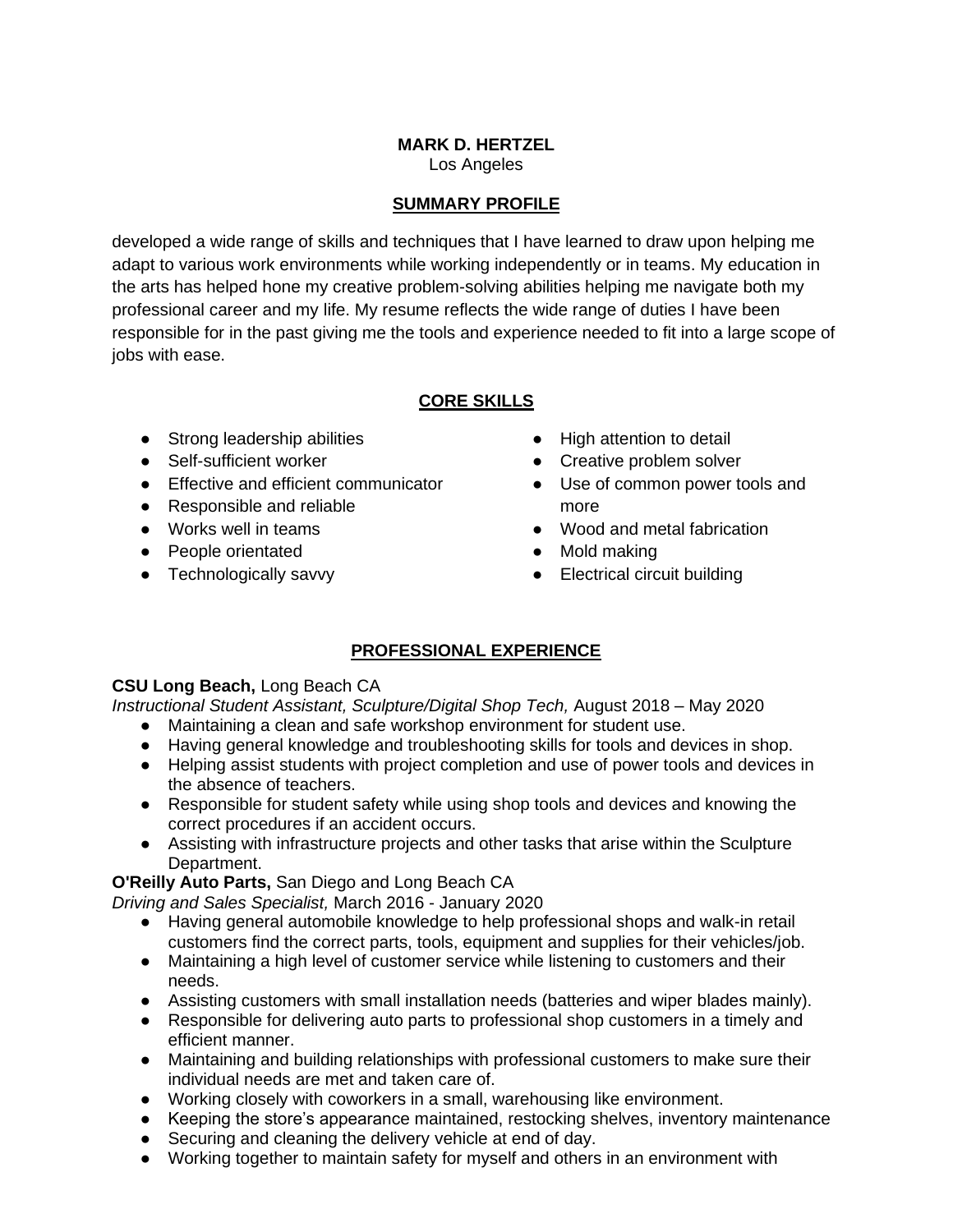**MARK D. HERTZEL**
Los Angeles

## SUMMARY PROFILE

developed a wide range of skills and techniques that I have learned to draw upon helping me adapt to various work environments while working independently or in teams. My education in the arts has helped hone my creative problem-solving abilities helping me navigate both my professional career and my life. My resume reflects the wide range of duties I have been responsible for in the past giving me the tools and experience needed to fit into a large scope of jobs with ease.

## CORE SKILLS

- Strong leadership abilities
- Self-sufficient worker
- Effective and efficient communicator
- Responsible and reliable
- Works well in teams
- People orientated
- Technologically savvy
- High attention to detail
- Creative problem solver
- Use of common power tools and more
- Wood and metal fabrication
- Mold making
- Electrical circuit building

## PROFESSIONAL EXPERIENCE

**CSU Long Beach,** Long Beach CA
*Instructional Student Assistant, Sculpture/Digital Shop Tech,* August 2018 – May 2020

- Maintaining a clean and safe workshop environment for student use.
- Having general knowledge and troubleshooting skills for tools and devices in shop.
- Helping assist students with project completion and use of power tools and devices in the absence of teachers.
- Responsible for student safety while using shop tools and devices and knowing the correct procedures if an accident occurs.
- Assisting with infrastructure projects and other tasks that arise within the Sculpture Department.

**O'Reilly Auto Parts,** San Diego and Long Beach CA
*Driving and Sales Specialist,* March 2016 - January 2020

- Having general automobile knowledge to help professional shops and walk-in retail customers find the correct parts, tools, equipment and supplies for their vehicles/job.
- Maintaining a high level of customer service while listening to customers and their needs.
- Assisting customers with small installation needs (batteries and wiper blades mainly).
- Responsible for delivering auto parts to professional shop customers in a timely and efficient manner.
- Maintaining and building relationships with professional customers to make sure their individual needs are met and taken care of.
- Working closely with coworkers in a small, warehousing like environment.
- Keeping the store's appearance maintained, restocking shelves, inventory maintenance
- Securing and cleaning the delivery vehicle at end of day.
- Working together to maintain safety for myself and others in an environment with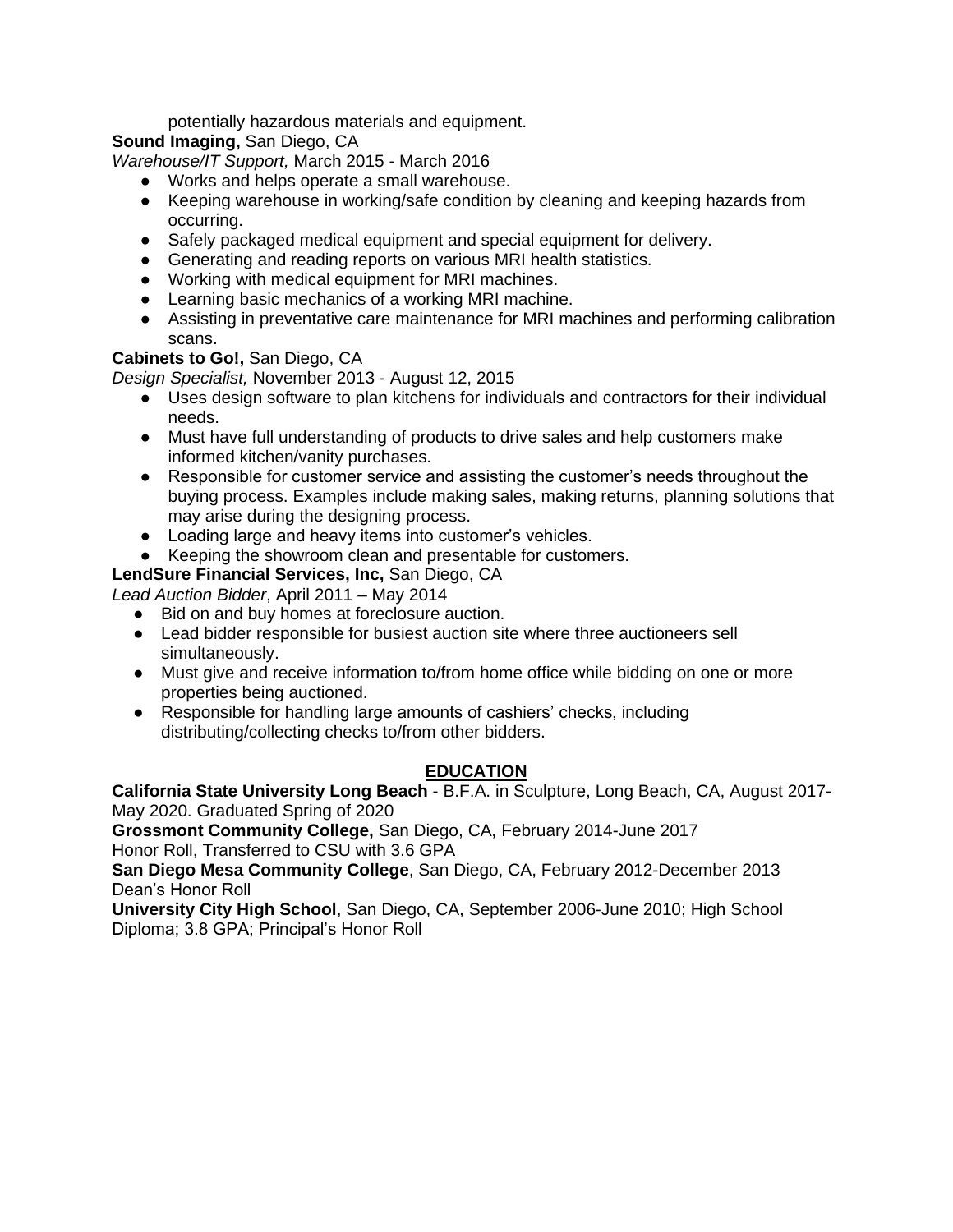potentially hazardous materials and equipment.

**Sound Imaging,** San Diego, CA
*Warehouse/IT Support,* March 2015 - March 2016

- Works and helps operate a small warehouse.
- Keeping warehouse in working/safe condition by cleaning and keeping hazards from occurring.
- Safely packaged medical equipment and special equipment for delivery.
- Generating and reading reports on various MRI health statistics.
- Working with medical equipment for MRI machines.
- Learning basic mechanics of a working MRI machine.
- Assisting in preventative care maintenance for MRI machines and performing calibration scans.

**Cabinets to Go!,** San Diego, CA
*Design Specialist,* November 2013 - August 12, 2015

- Uses design software to plan kitchens for individuals and contractors for their individual needs.
- Must have full understanding of products to drive sales and help customers make informed kitchen/vanity purchases.
- Responsible for customer service and assisting the customer's needs throughout the buying process. Examples include making sales, making returns, planning solutions that may arise during the designing process.
- Loading large and heavy items into customer's vehicles.
- Keeping the showroom clean and presentable for customers.

**LendSure Financial Services, Inc,** San Diego, CA
*Lead Auction Bidder*, April 2011 – May 2014

- Bid on and buy homes at foreclosure auction.
- Lead bidder responsible for busiest auction site where three auctioneers sell simultaneously.
- Must give and receive information to/from home office while bidding on one or more properties being auctioned.
- Responsible for handling large amounts of cashiers' checks, including distributing/collecting checks to/from other bidders.

## EDUCATION

**California State University Long Beach** - B.F.A. in Sculpture, Long Beach, CA, August 2017-May 2020. Graduated Spring of 2020

**Grossmont Community College,** San Diego, CA, February 2014-June 2017
Honor Roll, Transferred to CSU with 3.6 GPA

**San Diego Mesa Community College**, San Diego, CA, February 2012-December 2013
Dean's Honor Roll

**University City High School**, San Diego, CA, September 2006-June 2010; High School Diploma; 3.8 GPA; Principal's Honor Roll